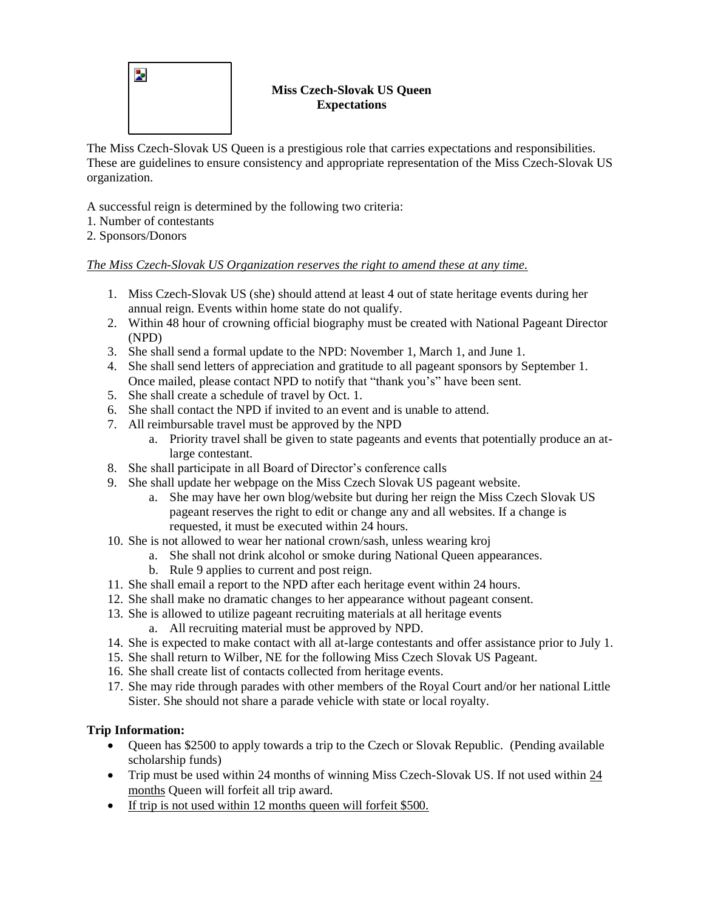**Miss Czech-Slovak US Queen Expectations**

The Miss Czech-Slovak US Queen is a prestigious role that carries expectations and responsibilities. These are guidelines to ensure consistency and appropriate representation of the Miss Czech-Slovak US organization.

A successful reign is determined by the following two criteria:
1. Number of contestants
2. Sponsors/Donors

*<u>The Miss Czech-Slovak US Organization reserves the right to amend these at any time.</u>*

1. Miss Czech-Slovak US (she) should attend at least 4 out of state heritage events during her annual reign. Events within home state do not qualify.
2. Within 48 hour of crowning official biography must be created with National Pageant Director (NPD)
3. She shall send a formal update to the NPD: November 1, March 1, and June 1.
4. She shall send letters of appreciation and gratitude to all pageant sponsors by September 1. Once mailed, please contact NPD to notify that "thank you's" have been sent.
5. She shall create a schedule of travel by Oct. 1.
6. She shall contact the NPD if invited to an event and is unable to attend.
7. All reimbursable travel must be approved by the NPD
   a. Priority travel shall be given to state pageants and events that potentially produce an at-large contestant.
8. She shall participate in all Board of Director's conference calls
9. She shall update her webpage on the Miss Czech Slovak US pageant website.
   a. She may have her own blog/website but during her reign the Miss Czech Slovak US pageant reserves the right to edit or change any and all websites. If a change is requested, it must be executed within 24 hours.
10. She is not allowed to wear her national crown/sash, unless wearing kroj
    a. She shall not drink alcohol or smoke during National Queen appearances.
    b. Rule 9 applies to current and post reign.
11. She shall email a report to the NPD after each heritage event within 24 hours.
12. She shall make no dramatic changes to her appearance without pageant consent.
13. She is allowed to utilize pageant recruiting materials at all heritage events
    a. All recruiting material must be approved by NPD.
14. She is expected to make contact with all at-large contestants and offer assistance prior to July 1.
15. She shall return to Wilber, NE for the following Miss Czech Slovak US Pageant.
16. She shall create list of contacts collected from heritage events.
17. She may ride through parades with other members of the Royal Court and/or her national Little Sister. She should not share a parade vehicle with state or local royalty.

**Trip Information:**

- Queen has $2500 to apply towards a trip to the Czech or Slovak Republic. (Pending available scholarship funds)
- Trip must be used within 24 months of winning Miss Czech-Slovak US. If not used within <u>24 months</u> Queen will forfeit all trip award.
- <u>If trip is not used within 12 months queen will forfeit $500.</u>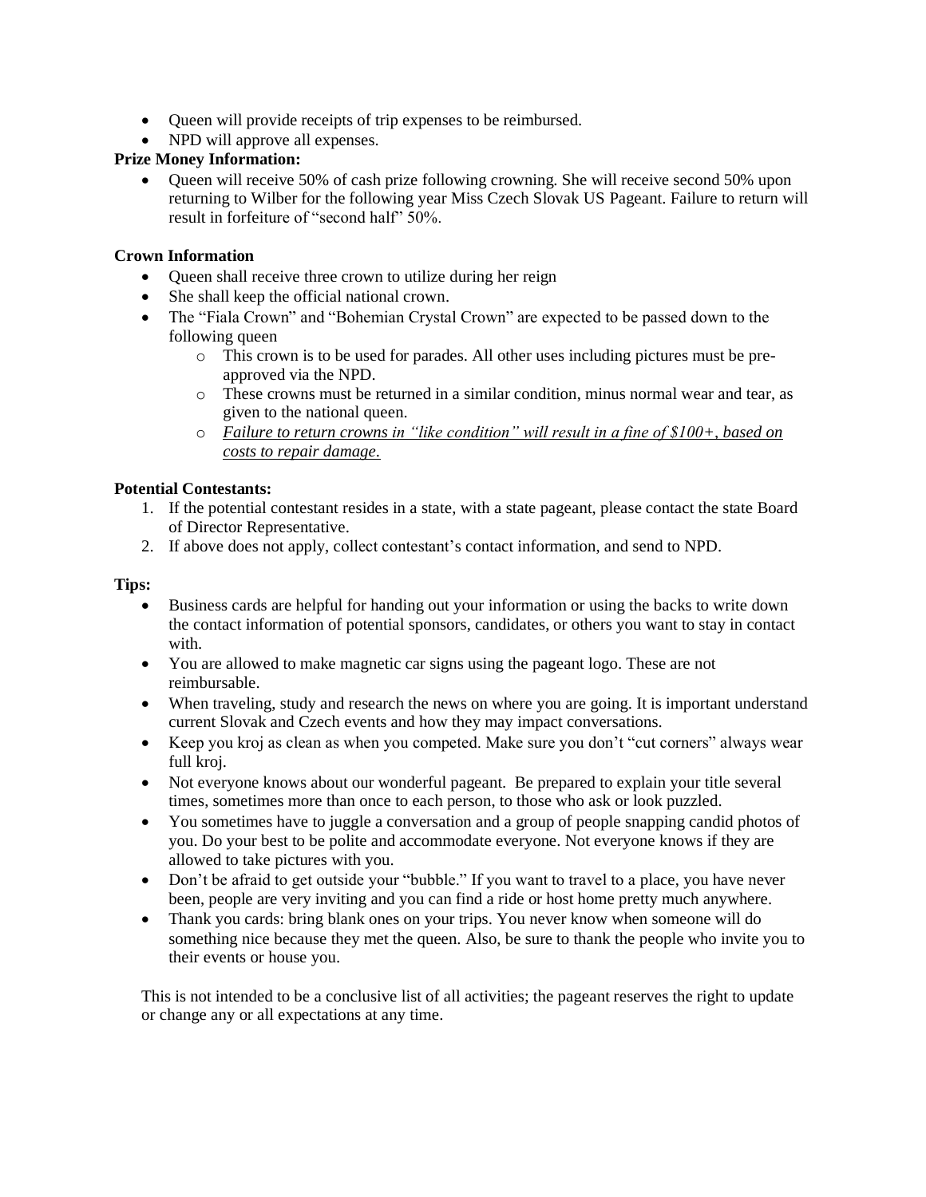- Queen will provide receipts of trip expenses to be reimbursed.
- NPD will approve all expenses.

**Prize Money Information:**

- Queen will receive 50% of cash prize following crowning. She will receive second 50% upon returning to Wilber for the following year Miss Czech Slovak US Pageant. Failure to return will result in forfeiture of "second half" 50%.

**Crown Information**

- Queen shall receive three crown to utilize during her reign
- She shall keep the official national crown.
- The "Fiala Crown" and "Bohemian Crystal Crown" are expected to be passed down to the following queen
  - This crown is to be used for parades. All other uses including pictures must be pre-approved via the NPD.
  - These crowns must be returned in a similar condition, minus normal wear and tear, as given to the national queen.
  - <u>*Failure to return crowns in "like condition" will result in a fine of $100+, based on costs to repair damage.*</u>

**Potential Contestants:**

1. If the potential contestant resides in a state, with a state pageant, please contact the state Board of Director Representative.
2. If above does not apply, collect contestant's contact information, and send to NPD.

**Tips:**

- Business cards are helpful for handing out your information or using the backs to write down the contact information of potential sponsors, candidates, or others you want to stay in contact with.
- You are allowed to make magnetic car signs using the pageant logo. These are not reimbursable.
- When traveling, study and research the news on where you are going. It is important understand current Slovak and Czech events and how they may impact conversations.
- Keep you kroj as clean as when you competed. Make sure you don't "cut corners" always wear full kroj.
- Not everyone knows about our wonderful pageant. Be prepared to explain your title several times, sometimes more than once to each person, to those who ask or look puzzled.
- You sometimes have to juggle a conversation and a group of people snapping candid photos of you. Do your best to be polite and accommodate everyone. Not everyone knows if they are allowed to take pictures with you.
- Don't be afraid to get outside your "bubble." If you want to travel to a place, you have never been, people are very inviting and you can find a ride or host home pretty much anywhere.
- Thank you cards: bring blank ones on your trips. You never know when someone will do something nice because they met the queen. Also, be sure to thank the people who invite you to their events or house you.

This is not intended to be a conclusive list of all activities; the pageant reserves the right to update or change any or all expectations at any time.